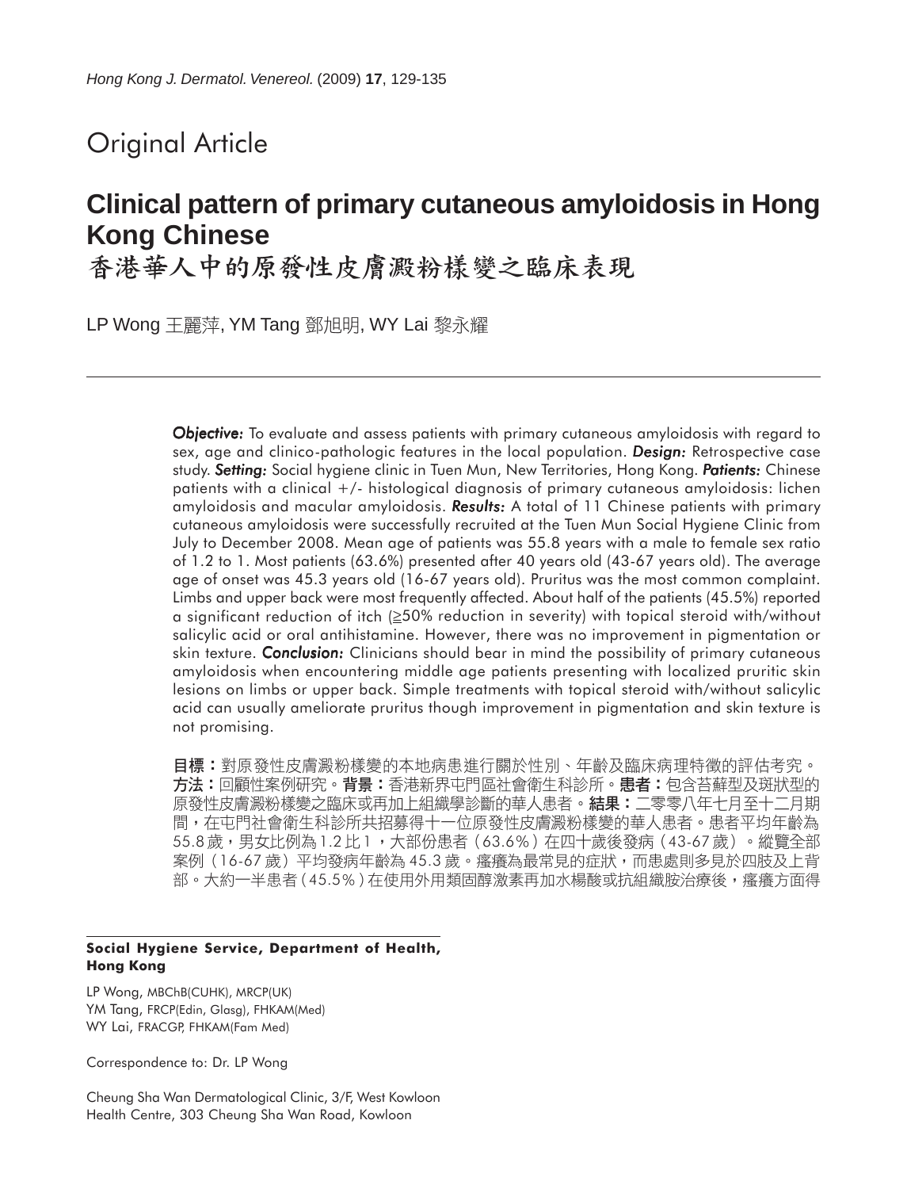Original Article

# Clinical pattern of primary cutaneous amyloidosis in Hong Kong Chinese

# 香港華人中的原發性皮膚澱粉樣變之臨床表現

LP Wong 王麗萍, YM Tang 鄧旭明, WY Lai 黎永耀

***Objective:*** To evaluate and assess patients with primary cutaneous amyloidosis with regard to sex, age and clinico-pathologic features in the local population. ***Design:*** Retrospective case study. ***Setting:*** Social hygiene clinic in Tuen Mun, New Territories, Hong Kong. ***Patients:*** Chinese patients with a clinical +/- histological diagnosis of primary cutaneous amyloidosis: lichen amyloidosis and macular amyloidosis. ***Results:*** A total of 11 Chinese patients with primary cutaneous amyloidosis were successfully recruited at the Tuen Mun Social Hygiene Clinic from July to December 2008. Mean age of patients was 55.8 years with a male to female sex ratio of 1.2 to 1. Most patients (63.6%) presented after 40 years old (43-67 years old). The average age of onset was 45.3 years old (16-67 years old). Pruritus was the most common complaint. Limbs and upper back were most frequently affected. About half of the patients (45.5%) reported a significant reduction of itch (≧50% reduction in severity) with topical steroid with/without salicylic acid or oral antihistamine. However, there was no improvement in pigmentation or skin texture. ***Conclusion:*** Clinicians should bear in mind the possibility of primary cutaneous amyloidosis when encountering middle age patients presenting with localized pruritic skin lesions on limbs or upper back. Simple treatments with topical steroid with/without salicylic acid can usually ameliorate pruritus though improvement in pigmentation and skin texture is not promising.

**目標：**對原發性皮膚澱粉樣變的本地病患進行關於性別、年齡及臨床病理特徵的評估考究。**方法：**回顧性案例研究。**背景：**香港新界屯門區社會衛生科診所。**患者：**包含苔蘚型及斑狀型的原發性皮膚澱粉樣變之臨床或再加上組織學診斷的華人患者。**結果：**二零零八年七月至十二月期間，在屯門社會衛生科診所共招募得十一位原發性皮膚澱粉樣變的華人患者。患者平均年齡為55.8歲，男女比例為1.2比1，大部份患者（63.6%）在四十歲後發病（43-67歲）。縱覽全部案例（16-67歲）平均發病年齡為45.3歲。瘙癢為最常見的症狀，而患處則多見於四肢及上背部。大約一半患者（45.5%）在使用外用類固醇激素再加水楊酸或抗組織胺治療後，瘙癢方面得

**Social Hygiene Service, Department of Health, Hong Kong**

LP Wong, MBChB(CUHK), MRCP(UK)
YM Tang, FRCP(Edin, Glasg), FHKAM(Med)
WY Lai, FRACGP, FHKAM(Fam Med)

Correspondence to: Dr. LP Wong

Cheung Sha Wan Dermatological Clinic, 3/F, West Kowloon Health Centre, 303 Cheung Sha Wan Road, Kowloon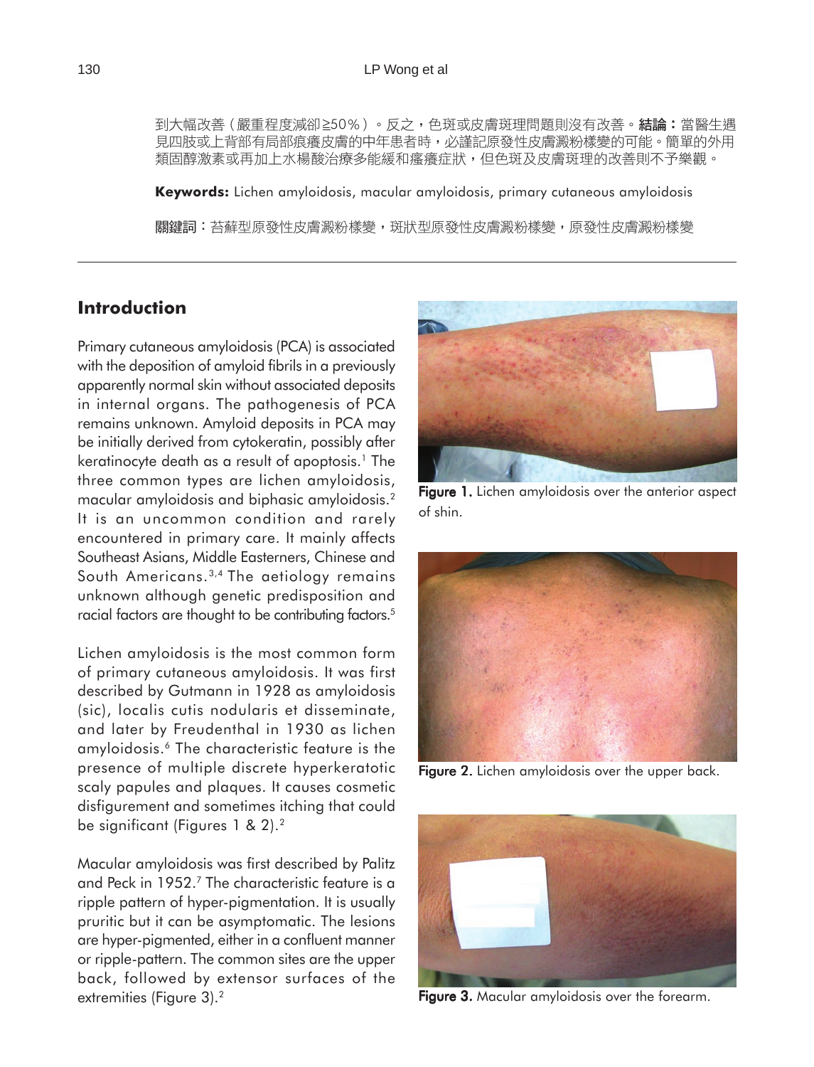到大幅改善（嚴重程度減卻≥50%）。反之，色斑或皮膚斑理問題則沒有改善。**結論：**當醫生遇見四肢或上背部有局部痕癢皮膚的中年患者時，必謹記原發性皮膚澱粉樣變的可能。簡單的外用類固醇激素或再加上水楊酸治療多能緩和瘙癢症狀，但色斑及皮膚斑理的改善則不予樂觀。

**Keywords:** Lichen amyloidosis, macular amyloidosis, primary cutaneous amyloidosis

**關鍵詞：**苔蘚型原發性皮膚澱粉樣變，斑狀型原發性皮膚澱粉樣變，原發性皮膚澱粉樣變

## Introduction

Primary cutaneous amyloidosis (PCA) is associated with the deposition of amyloid fibrils in a previously apparently normal skin without associated deposits in internal organs. The pathogenesis of PCA remains unknown. Amyloid deposits in PCA may be initially derived from cytokeratin, possibly after keratinocyte death as a result of apoptosis.[1] The three common types are lichen amyloidosis, macular amyloidosis and biphasic amyloidosis.[2] It is an uncommon condition and rarely encountered in primary care. It mainly affects Southeast Asians, Middle Easterners, Chinese and South Americans.[3,4] The aetiology remains unknown although genetic predisposition and racial factors are thought to be contributing factors.[5]

Lichen amyloidosis is the most common form of primary cutaneous amyloidosis. It was first described by Gutmann in 1928 as amyloidosis (sic), localis cutis nodularis et disseminate, and later by Freudenthal in 1930 as lichen amyloidosis.[6] The characteristic feature is the presence of multiple discrete hyperkeratotic scaly papules and plaques. It causes cosmetic disfigurement and sometimes itching that could be significant (Figures 1 & 2).[2]

Macular amyloidosis was first described by Palitz and Peck in 1952.[7] The characteristic feature is a ripple pattern of hyper-pigmentation. It is usually pruritic but it can be asymptomatic. The lesions are hyper-pigmented, either in a confluent manner or ripple-pattern. The common sites are the upper back, followed by extensor surfaces of the extremities (Figure 3).[2]

**Figure 1.** Lichen amyloidosis over the anterior aspect of shin.

**Figure 2.** Lichen amyloidosis over the upper back.

**Figure 3.** Macular amyloidosis over the forearm.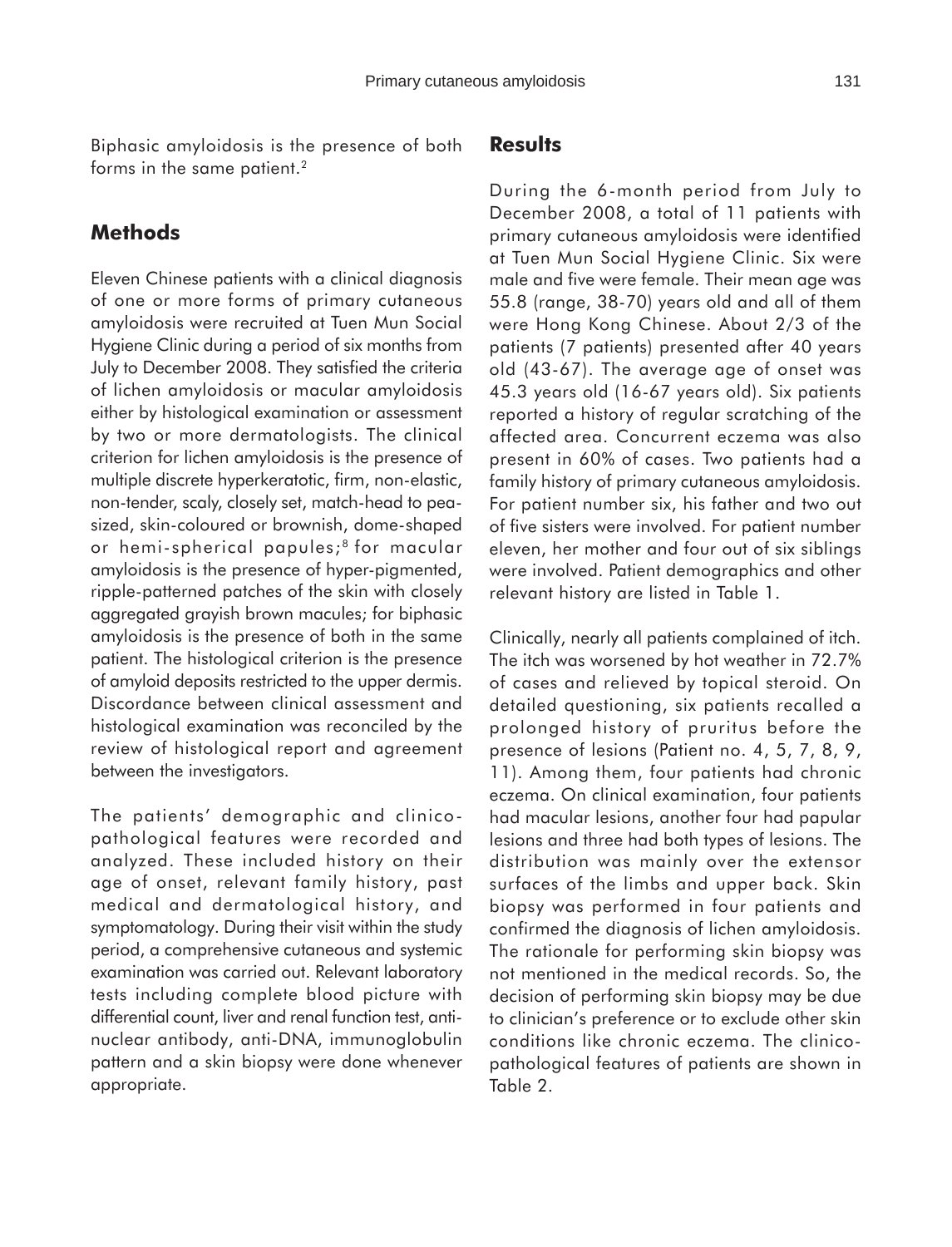Biphasic amyloidosis is the presence of both forms in the same patient.[2]

## Methods

Eleven Chinese patients with a clinical diagnosis of one or more forms of primary cutaneous amyloidosis were recruited at Tuen Mun Social Hygiene Clinic during a period of six months from July to December 2008. They satisfied the criteria of lichen amyloidosis or macular amyloidosis either by histological examination or assessment by two or more dermatologists. The clinical criterion for lichen amyloidosis is the presence of multiple discrete hyperkeratotic, firm, non-elastic, non-tender, scaly, closely set, match-head to pea-sized, skin-coloured or brownish, dome-shaped or hemi-spherical papules;[8] for macular amyloidosis is the presence of hyper-pigmented, ripple-patterned patches of the skin with closely aggregated grayish brown macules; for biphasic amyloidosis is the presence of both in the same patient. The histological criterion is the presence of amyloid deposits restricted to the upper dermis. Discordance between clinical assessment and histological examination was reconciled by the review of histological report and agreement between the investigators.

The patients' demographic and clinico-pathological features were recorded and analyzed. These included history on their age of onset, relevant family history, past medical and dermatological history, and symptomatology. During their visit within the study period, a comprehensive cutaneous and systemic examination was carried out. Relevant laboratory tests including complete blood picture with differential count, liver and renal function test, anti-nuclear antibody, anti-DNA, immunoglobulin pattern and a skin biopsy were done whenever appropriate.

## Results

During the 6-month period from July to December 2008, a total of 11 patients with primary cutaneous amyloidosis were identified at Tuen Mun Social Hygiene Clinic. Six were male and five were female. Their mean age was 55.8 (range, 38-70) years old and all of them were Hong Kong Chinese. About 2/3 of the patients (7 patients) presented after 40 years old (43-67). The average age of onset was 45.3 years old (16-67 years old). Six patients reported a history of regular scratching of the affected area. Concurrent eczema was also present in 60% of cases. Two patients had a family history of primary cutaneous amyloidosis. For patient number six, his father and two out of five sisters were involved. For patient number eleven, her mother and four out of six siblings were involved. Patient demographics and other relevant history are listed in Table 1.

Clinically, nearly all patients complained of itch. The itch was worsened by hot weather in 72.7% of cases and relieved by topical steroid. On detailed questioning, six patients recalled a prolonged history of pruritus before the presence of lesions (Patient no. 4, 5, 7, 8, 9, 11). Among them, four patients had chronic eczema. On clinical examination, four patients had macular lesions, another four had papular lesions and three had both types of lesions. The distribution was mainly over the extensor surfaces of the limbs and upper back. Skin biopsy was performed in four patients and confirmed the diagnosis of lichen amyloidosis. The rationale for performing skin biopsy was not mentioned in the medical records. So, the decision of performing skin biopsy may be due to clinician's preference or to exclude other skin conditions like chronic eczema. The clinico-pathological features of patients are shown in Table 2.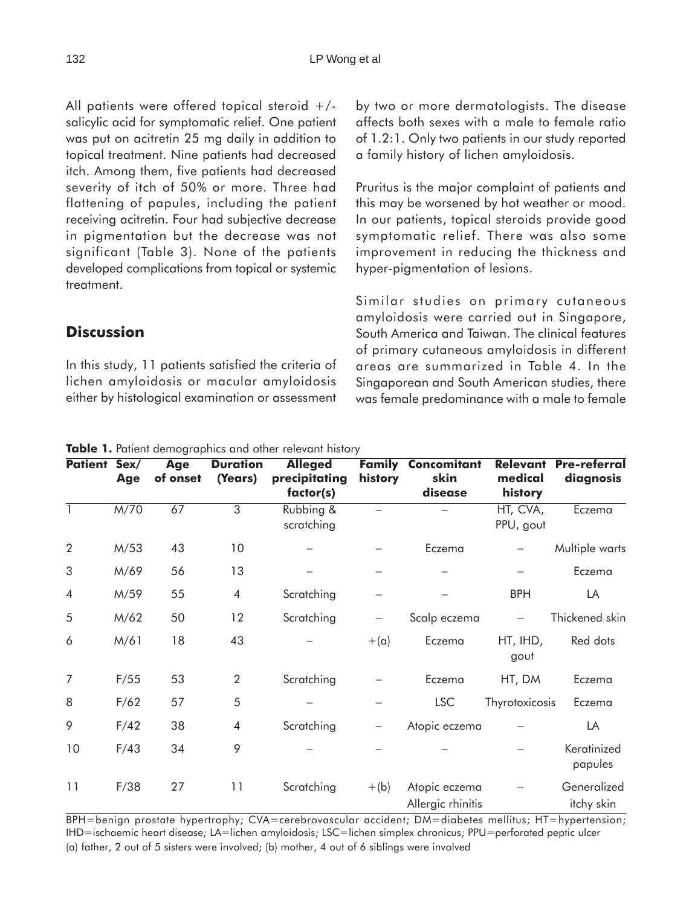All patients were offered topical steroid +/- salicylic acid for symptomatic relief. One patient was put on acitretin 25 mg daily in addition to topical treatment. Nine patients had decreased itch. Among them, five patients had decreased severity of itch of 50% or more. Three had flattening of papules, including the patient receiving acitretin. Four had subjective decrease in pigmentation but the decrease was not significant (Table 3). None of the patients developed complications from topical or systemic treatment.

## Discussion

In this study, 11 patients satisfied the criteria of lichen amyloidosis or macular amyloidosis either by histological examination or assessment by two or more dermatologists. The disease affects both sexes with a male to female ratio of 1.2:1. Only two patients in our study reported a family history of lichen amyloidosis.

Pruritus is the major complaint of patients and this may be worsened by hot weather or mood. In our patients, topical steroids provide good symptomatic relief. There was also some improvement in reducing the thickness and hyper-pigmentation of lesions.

Similar studies on primary cutaneous amyloidosis were carried out in Singapore, South America and Taiwan. The clinical features of primary cutaneous amyloidosis in different areas are summarized in Table 4. In the Singaporean and South American studies, there was female predominance with a male to female

**Table 1.** Patient demographics and other relevant history

| Patient | Sex/Age | Age of onset | Duration (Years) | Alleged precipitating factor(s) | Family history | Concomitant skin disease | Relevant medical history | Pre-referral diagnosis |
|---|---|---|---|---|---|---|---|---|
| 1 | M/70 | 67 | 3 | Rubbing & scratching | – | – | HT, CVA, PPU, gout | Eczema |
| 2 | M/53 | 43 | 10 | – | – | Eczema | – | Multiple warts |
| 3 | M/69 | 56 | 13 | – | – | – | – | Eczema |
| 4 | M/59 | 55 | 4 | Scratching | – | – | BPH | LA |
| 5 | M/62 | 50 | 12 | Scratching | – | Scalp eczema | – | Thickened skin |
| 6 | M/61 | 18 | 43 | – | +(a) | Eczema | HT, IHD, gout | Red dots |
| 7 | F/55 | 53 | 2 | Scratching | – | Eczema | HT, DM | Eczema |
| 8 | F/62 | 57 | 5 | – | – | LSC | Thyrotoxicosis | Eczema |
| 9 | F/42 | 38 | 4 | Scratching | – | Atopic eczema | – | LA |
| 10 | F/43 | 34 | 9 | – | – | – | – | Keratinized papules |
| 11 | F/38 | 27 | 11 | Scratching | +(b) | Atopic eczema Allergic rhinitis | – | Generalized itchy skin |

BPH=benign prostate hypertrophy; CVA=cerebrovascular accident; DM=diabetes mellitus; HT=hypertension; IHD=ischaemic heart disease; LA=lichen amyloidosis; LSC=lichen simplex chronicus; PPU=perforated peptic ulcer
(a) father, 2 out of 5 sisters were involved; (b) mother, 4 out of 6 siblings were involved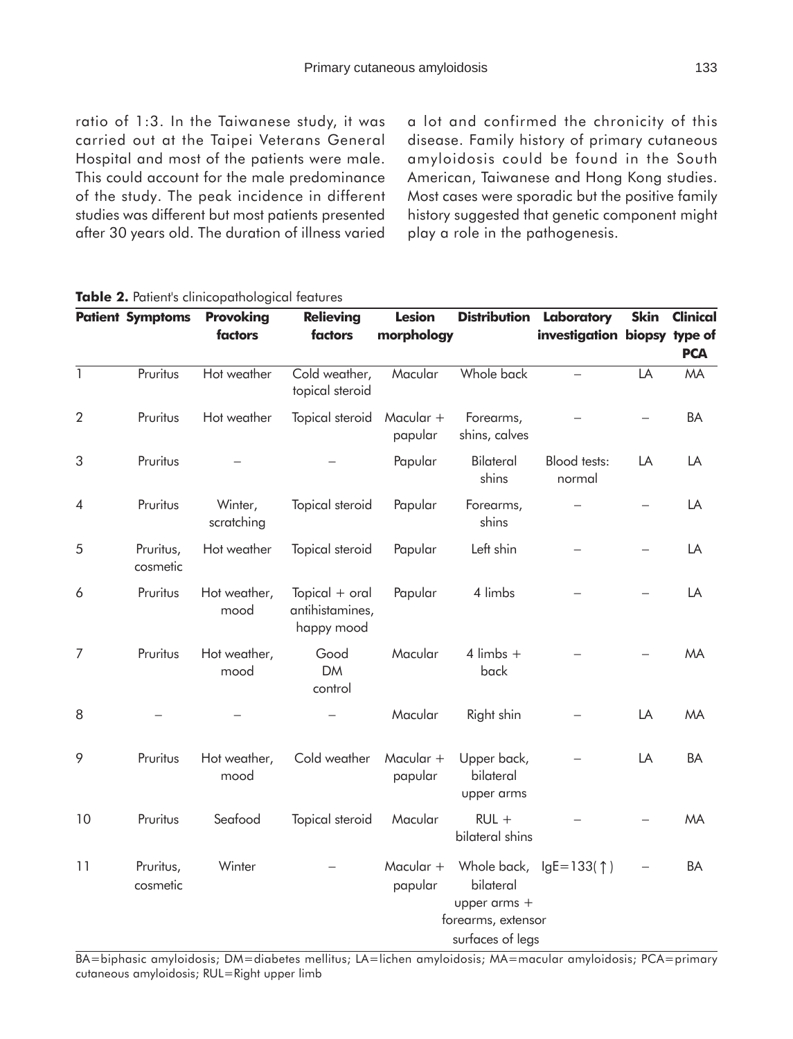ratio of 1:3. In the Taiwanese study, it was carried out at the Taipei Veterans General Hospital and most of the patients were male. This could account for the male predominance of the study. The peak incidence in different studies was different but most patients presented after 30 years old. The duration of illness varied a lot and confirmed the chronicity of this disease. Family history of primary cutaneous amyloidosis could be found in the South American, Taiwanese and Hong Kong studies. Most cases were sporadic but the positive family history suggested that genetic component might play a role in the pathogenesis.

**Table 2.** Patient's clinicopathological features

| Patient | Symptoms | Provoking factors | Relieving factors | Lesion morphology | Distribution | Laboratory investigation | Skin biopsy | Clinical type of PCA |
|---|---|---|---|---|---|---|---|---|
| 1 | Pruritus | Hot weather | Cold weather, topical steroid | Macular | Whole back | – | LA | MA |
| 2 | Pruritus | Hot weather | Topical steroid | Macular + papular | Forearms, shins, calves | – | – | BA |
| 3 | Pruritus | – | – | Papular | Bilateral shins | Blood tests: normal | LA | LA |
| 4 | Pruritus | Winter, scratching | Topical steroid | Papular | Forearms, shins | – | – | LA |
| 5 | Pruritus, cosmetic | Hot weather | Topical steroid | Papular | Left shin | – | – | LA |
| 6 | Pruritus | Hot weather, mood | Topical + oral antihistamines, happy mood | Papular | 4 limbs | – | – | LA |
| 7 | Pruritus | Hot weather, mood | Good DM control | Macular | 4 limbs + back | – | – | MA |
| 8 | – | – | – | Macular | Right shin | – | LA | MA |
| 9 | Pruritus | Hot weather, mood | Cold weather | Macular + papular | Upper back, bilateral upper arms | – | LA | BA |
| 10 | Pruritus | Seafood | Topical steroid | Macular | RUL + bilateral shins | – | – | MA |
| 11 | Pruritus, cosmetic | Winter | – | Macular + papular | Whole back, bilateral upper arms + forearms, extensor surfaces of legs | IgE=133(↑) | – | BA |

BA=biphasic amyloidosis; DM=diabetes mellitus; LA=lichen amyloidosis; MA=macular amyloidosis; PCA=primary cutaneous amyloidosis; RUL=Right upper limb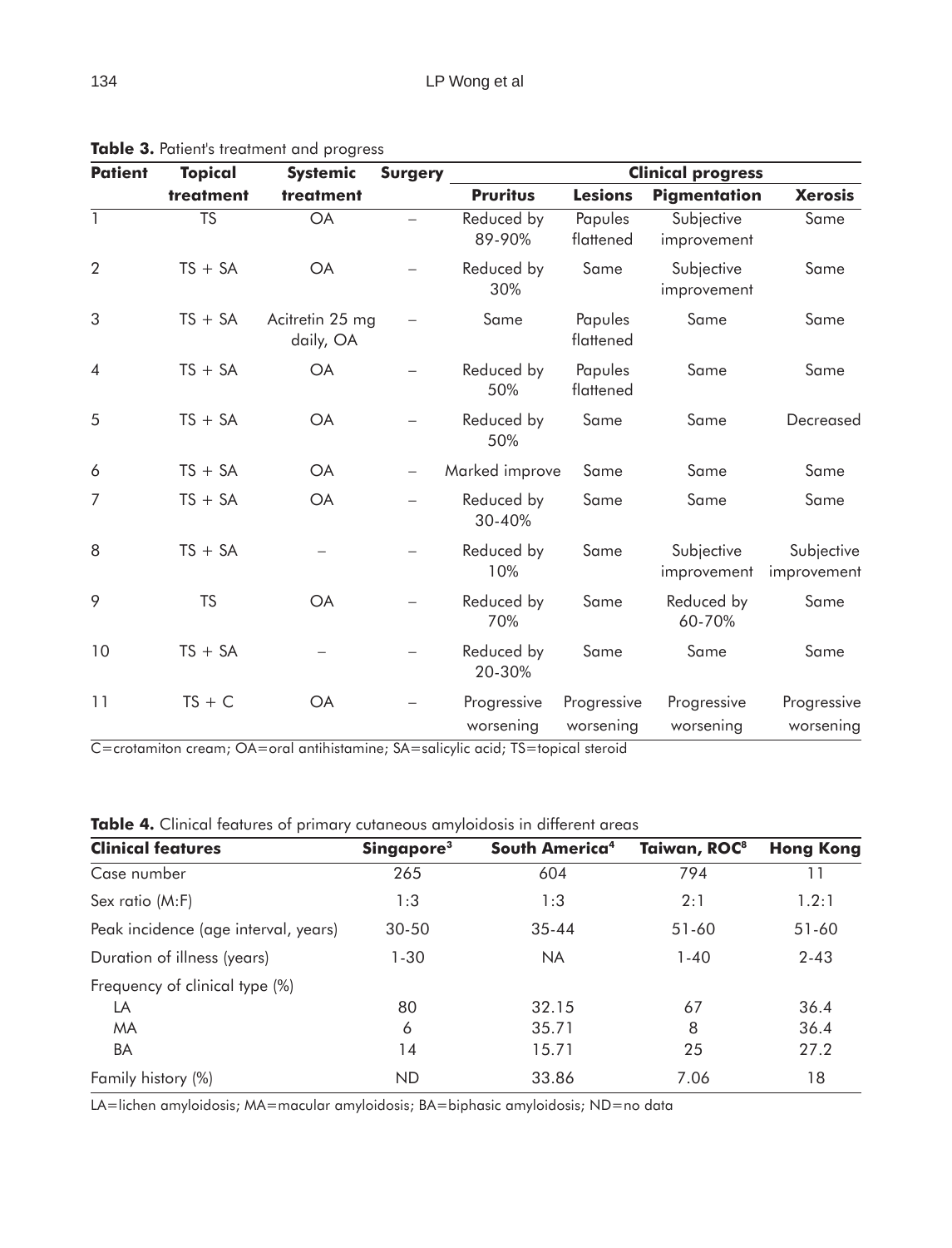**Table 3.** Patient's treatment and progress

| Patient | Topical treatment | Systemic treatment | Surgery | Clinical progress | | | |
|---|---|---|---|---|---|---|---|
| | | | | Pruritus | Lesions | Pigmentation | Xerosis |
| 1 | TS | OA | – | Reduced by 89-90% | Papules flattened | Subjective improvement | Same |
| 2 | TS + SA | OA | – | Reduced by 30% | Same | Subjective improvement | Same |
| 3 | TS + SA | Acitretin 25 mg daily, OA | – | Same | Papules flattened | Same | Same |
| 4 | TS + SA | OA | – | Reduced by 50% | Papules flattened | Same | Same |
| 5 | TS + SA | OA | – | Reduced by 50% | Same | Same | Decreased |
| 6 | TS + SA | OA | – | Marked improve | Same | Same | Same |
| 7 | TS + SA | OA | – | Reduced by 30-40% | Same | Same | Same |
| 8 | TS + SA | – | – | Reduced by 10% | Same | Subjective improvement | Subjective improvement |
| 9 | TS | OA | – | Reduced by 70% | Same | Reduced by 60-70% | Same |
| 10 | TS + SA | – | – | Reduced by 20-30% | Same | Same | Same |
| 11 | TS + C | OA | – | Progressive worsening | Progressive worsening | Progressive worsening | Progressive worsening |

C=crotamiton cream; OA=oral antihistamine; SA=salicylic acid; TS=topical steroid

**Table 4.** Clinical features of primary cutaneous amyloidosis in different areas

| Clinical features | Singapore[3] | South America[4] | Taiwan, ROC[8] | Hong Kong |
|---|---|---|---|---|
| Case number | 265 | 604 | 794 | 11 |
| Sex ratio (M:F) | 1:3 | 1:3 | 2:1 | 1.2:1 |
| Peak incidence (age interval, years) | 30-50 | 35-44 | 51-60 | 51-60 |
| Duration of illness (years) | 1-30 | NA | 1-40 | 2-43 |
| Frequency of clinical type (%) | | | | |
| LA | 80 | 32.15 | 67 | 36.4 |
| MA | 6 | 35.71 | 8 | 36.4 |
| BA | 14 | 15.71 | 25 | 27.2 |
| Family history (%) | ND | 33.86 | 7.06 | 18 |

LA=lichen amyloidosis; MA=macular amyloidosis; BA=biphasic amyloidosis; ND=no data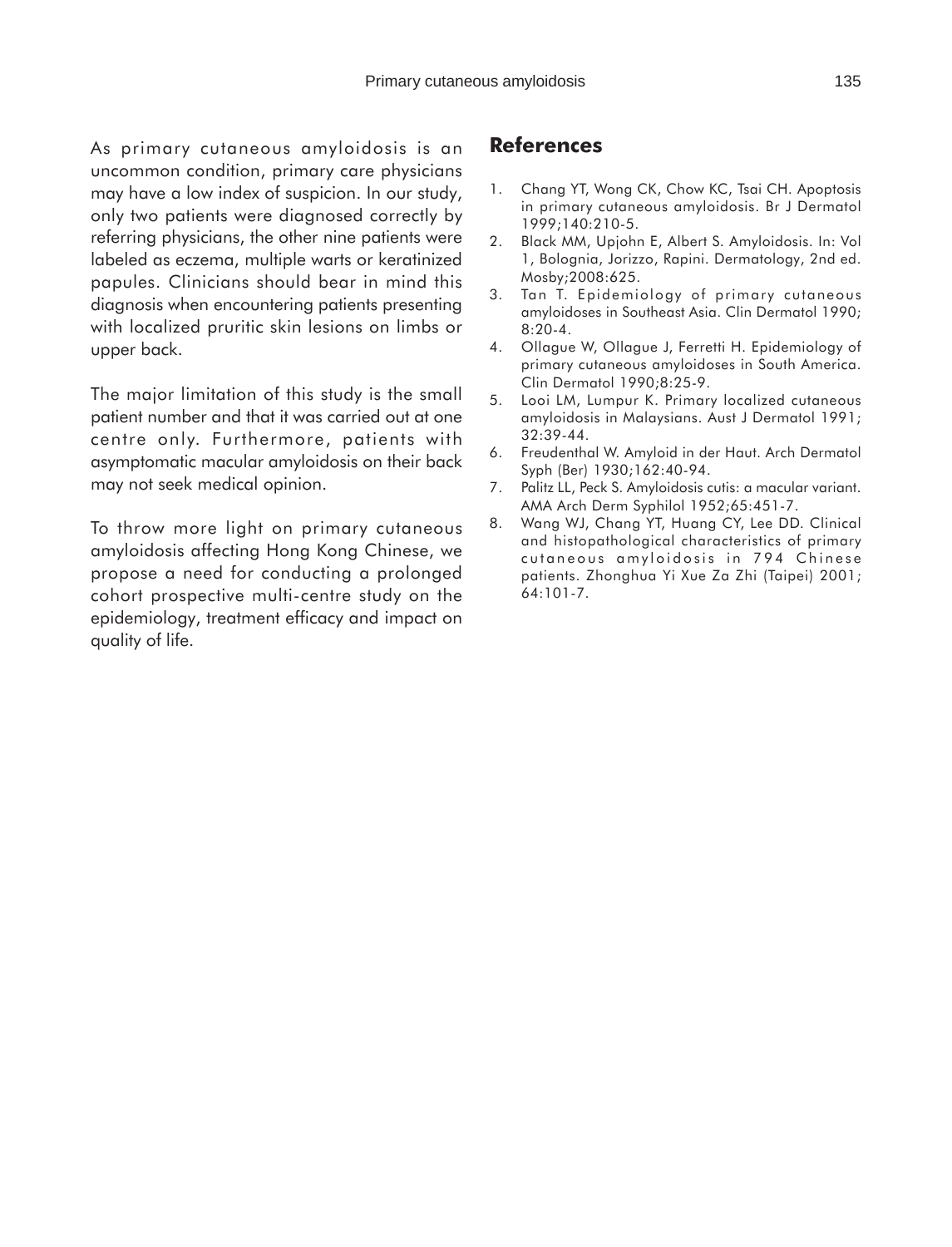As primary cutaneous amyloidosis is an uncommon condition, primary care physicians may have a low index of suspicion. In our study, only two patients were diagnosed correctly by referring physicians, the other nine patients were labeled as eczema, multiple warts or keratinized papules. Clinicians should bear in mind this diagnosis when encountering patients presenting with localized pruritic skin lesions on limbs or upper back.

The major limitation of this study is the small patient number and that it was carried out at one centre only. Furthermore, patients with asymptomatic macular amyloidosis on their back may not seek medical opinion.

To throw more light on primary cutaneous amyloidosis affecting Hong Kong Chinese, we propose a need for conducting a prolonged cohort prospective multi-centre study on the epidemiology, treatment efficacy and impact on quality of life.

## References

1. Chang YT, Wong CK, Chow KC, Tsai CH. Apoptosis in primary cutaneous amyloidosis. Br J Dermatol 1999;140:210-5.
2. Black MM, Upjohn E, Albert S. Amyloidosis. In: Vol 1, Bolognia, Jorizzo, Rapini. Dermatology, 2nd ed. Mosby;2008:625.
3. Tan T. Epidemiology of primary cutaneous amyloidoses in Southeast Asia. Clin Dermatol 1990; 8:20-4.
4. Ollague W, Ollague J, Ferretti H. Epidemiology of primary cutaneous amyloidoses in South America. Clin Dermatol 1990;8:25-9.
5. Looi LM, Lumpur K. Primary localized cutaneous amyloidosis in Malaysians. Aust J Dermatol 1991; 32:39-44.
6. Freudenthal W. Amyloid in der Haut. Arch Dermatol Syph (Ber) 1930;162:40-94.
7. Palitz LL, Peck S. Amyloidosis cutis: a macular variant. AMA Arch Derm Syphilol 1952;65:451-7.
8. Wang WJ, Chang YT, Huang CY, Lee DD. Clinical and histopathological characteristics of primary cutaneous amyloidosis in 794 Chinese patients. Zhonghua Yi Xue Za Zhi (Taipei) 2001; 64:101-7.